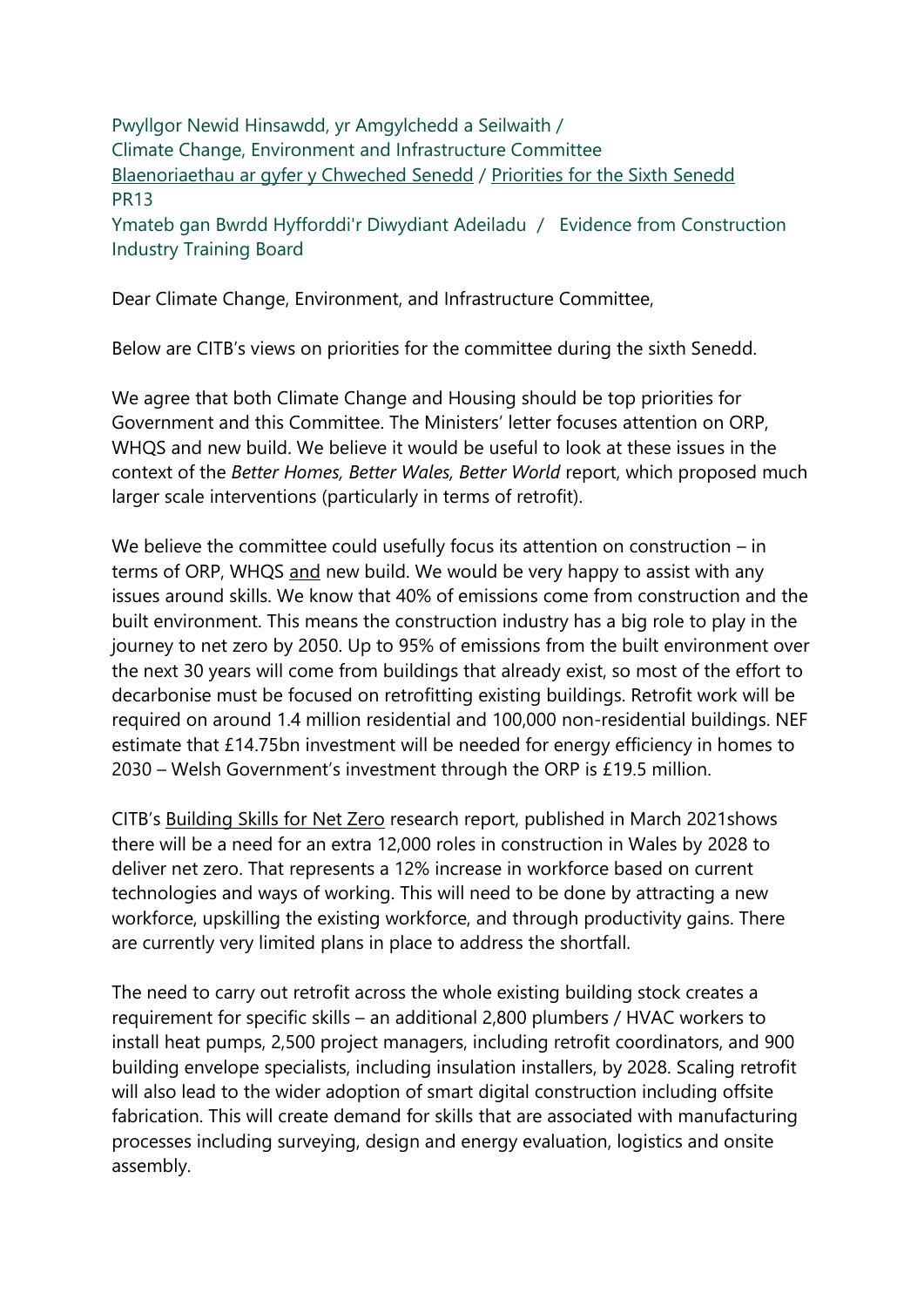Pwyllgor Newid Hinsawdd, yr Amgylchedd a Seilwaith /
Climate Change, Environment and Infrastructure Committee
Blaenoriaethau ar gyfer y Chweched Senedd / Priorities for the Sixth Senedd
PR13
Ymateb gan Bwrdd Hyfforddi'r Diwydiant Adeiladu / Evidence from Construction Industry Training Board

Dear Climate Change, Environment, and Infrastructure Committee,

Below are CITB's views on priorities for the committee during the sixth Senedd.

We agree that both Climate Change and Housing should be top priorities for Government and this Committee. The Ministers' letter focuses attention on ORP, WHQS and new build. We believe it would be useful to look at these issues in the context of the *Better Homes, Better Wales, Better World* report, which proposed much larger scale interventions (particularly in terms of retrofit).

We believe the committee could usefully focus its attention on construction – in terms of ORP, WHQS and new build. We would be very happy to assist with any issues around skills. We know that 40% of emissions come from construction and the built environment. This means the construction industry has a big role to play in the journey to net zero by 2050. Up to 95% of emissions from the built environment over the next 30 years will come from buildings that already exist, so most of the effort to decarbonise must be focused on retrofitting existing buildings. Retrofit work will be required on around 1.4 million residential and 100,000 non-residential buildings. NEF estimate that £14.75bn investment will be needed for energy efficiency in homes to 2030 – Welsh Government's investment through the ORP is £19.5 million.

CITB's Building Skills for Net Zero research report, published in March 2021shows there will be a need for an extra 12,000 roles in construction in Wales by 2028 to deliver net zero. That represents a 12% increase in workforce based on current technologies and ways of working. This will need to be done by attracting a new workforce, upskilling the existing workforce, and through productivity gains. There are currently very limited plans in place to address the shortfall.

The need to carry out retrofit across the whole existing building stock creates a requirement for specific skills – an additional 2,800 plumbers / HVAC workers to install heat pumps, 2,500 project managers, including retrofit coordinators, and 900 building envelope specialists, including insulation installers, by 2028. Scaling retrofit will also lead to the wider adoption of smart digital construction including offsite fabrication. This will create demand for skills that are associated with manufacturing processes including surveying, design and energy evaluation, logistics and onsite assembly.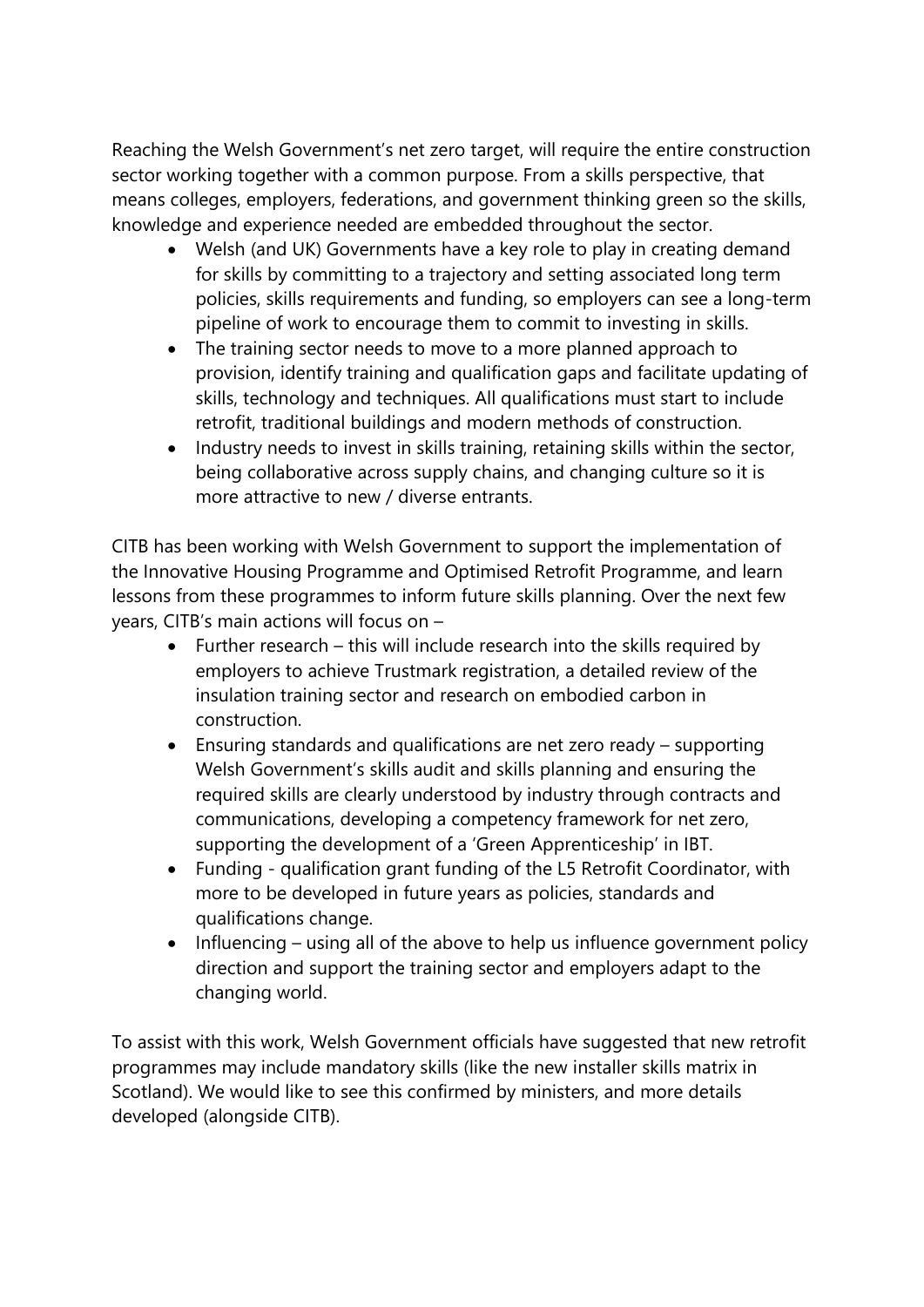Reaching the Welsh Government's net zero target, will require the entire construction sector working together with a common purpose. From a skills perspective, that means colleges, employers, federations, and government thinking green so the skills, knowledge and experience needed are embedded throughout the sector.

- Welsh (and UK) Governments have a key role to play in creating demand for skills by committing to a trajectory and setting associated long term policies, skills requirements and funding, so employers can see a long-term pipeline of work to encourage them to commit to investing in skills.
- The training sector needs to move to a more planned approach to provision, identify training and qualification gaps and facilitate updating of skills, technology and techniques. All qualifications must start to include retrofit, traditional buildings and modern methods of construction.
- Industry needs to invest in skills training, retaining skills within the sector, being collaborative across supply chains, and changing culture so it is more attractive to new / diverse entrants.

CITB has been working with Welsh Government to support the implementation of the Innovative Housing Programme and Optimised Retrofit Programme, and learn lessons from these programmes to inform future skills planning. Over the next few years, CITB's main actions will focus on –

- Further research – this will include research into the skills required by employers to achieve Trustmark registration, a detailed review of the insulation training sector and research on embodied carbon in construction.
- Ensuring standards and qualifications are net zero ready – supporting Welsh Government's skills audit and skills planning and ensuring the required skills are clearly understood by industry through contracts and communications, developing a competency framework for net zero, supporting the development of a 'Green Apprenticeship' in IBT.
- Funding - qualification grant funding of the L5 Retrofit Coordinator, with more to be developed in future years as policies, standards and qualifications change.
- Influencing – using all of the above to help us influence government policy direction and support the training sector and employers adapt to the changing world.

To assist with this work, Welsh Government officials have suggested that new retrofit programmes may include mandatory skills (like the new installer skills matrix in Scotland). We would like to see this confirmed by ministers, and more details developed (alongside CITB).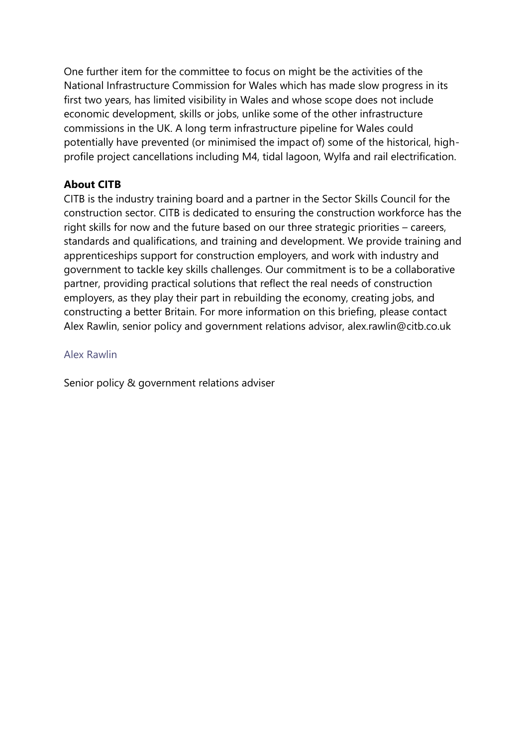One further item for the committee to focus on might be the activities of the National Infrastructure Commission for Wales which has made slow progress in its first two years, has limited visibility in Wales and whose scope does not include economic development, skills or jobs, unlike some of the other infrastructure commissions in the UK. A long term infrastructure pipeline for Wales could potentially have prevented (or minimised the impact of) some of the historical, high-profile project cancellations including M4, tidal lagoon, Wylfa and rail electrification.

**About CITB**

CITB is the industry training board and a partner in the Sector Skills Council for the construction sector. CITB is dedicated to ensuring the construction workforce has the right skills for now and the future based on our three strategic priorities – careers, standards and qualifications, and training and development. We provide training and apprenticeships support for construction employers, and work with industry and government to tackle key skills challenges. Our commitment is to be a collaborative partner, providing practical solutions that reflect the real needs of construction employers, as they play their part in rebuilding the economy, creating jobs, and constructing a better Britain. For more information on this briefing, please contact Alex Rawlin, senior policy and government relations advisor, alex.rawlin@citb.co.uk

Alex Rawlin

Senior policy & government relations adviser